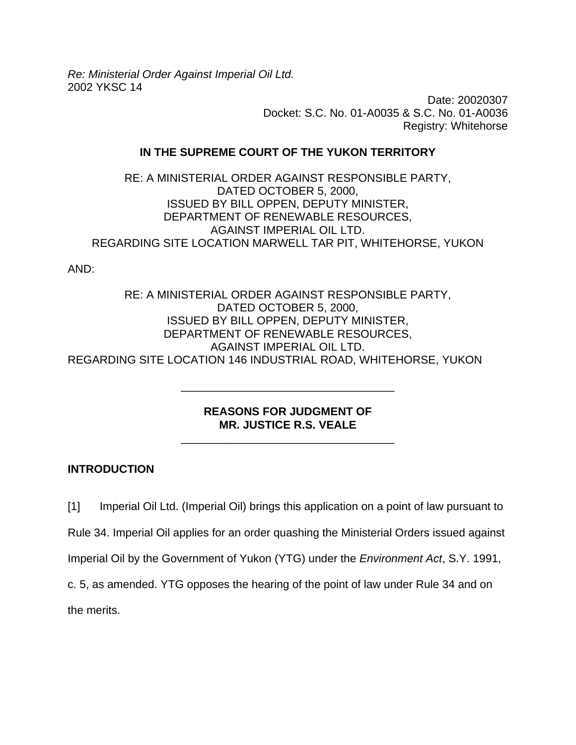*Re: Ministerial Order Against Imperial Oil Ltd.*
2002 YKSC 14

Date: 20020307
Docket: S.C. No. 01-A0035 & S.C. No. 01-A0036
Registry: Whitehorse

**IN THE SUPREME COURT OF THE YUKON TERRITORY**

RE: A MINISTERIAL ORDER AGAINST RESPONSIBLE PARTY,
DATED OCTOBER 5, 2000,
ISSUED BY BILL OPPEN, DEPUTY MINISTER,
DEPARTMENT OF RENEWABLE RESOURCES,
AGAINST IMPERIAL OIL LTD.
REGARDING SITE LOCATION MARWELL TAR PIT, WHITEHORSE, YUKON

AND:

RE: A MINISTERIAL ORDER AGAINST RESPONSIBLE PARTY,
DATED OCTOBER 5, 2000,
ISSUED BY BILL OPPEN, DEPUTY MINISTER,
DEPARTMENT OF RENEWABLE RESOURCES,
AGAINST IMPERIAL OIL LTD.
REGARDING SITE LOCATION 146 INDUSTRIAL ROAD, WHITEHORSE, YUKON

---

**REASONS FOR JUDGMENT OF**
**MR. JUSTICE R.S. VEALE**

---

## INTRODUCTION

[1] Imperial Oil Ltd. (Imperial Oil) brings this application on a point of law pursuant to Rule 34. Imperial Oil applies for an order quashing the Ministerial Orders issued against Imperial Oil by the Government of Yukon (YTG) under the *Environment Act*, S.Y. 1991, c. 5, as amended. YTG opposes the hearing of the point of law under Rule 34 and on the merits.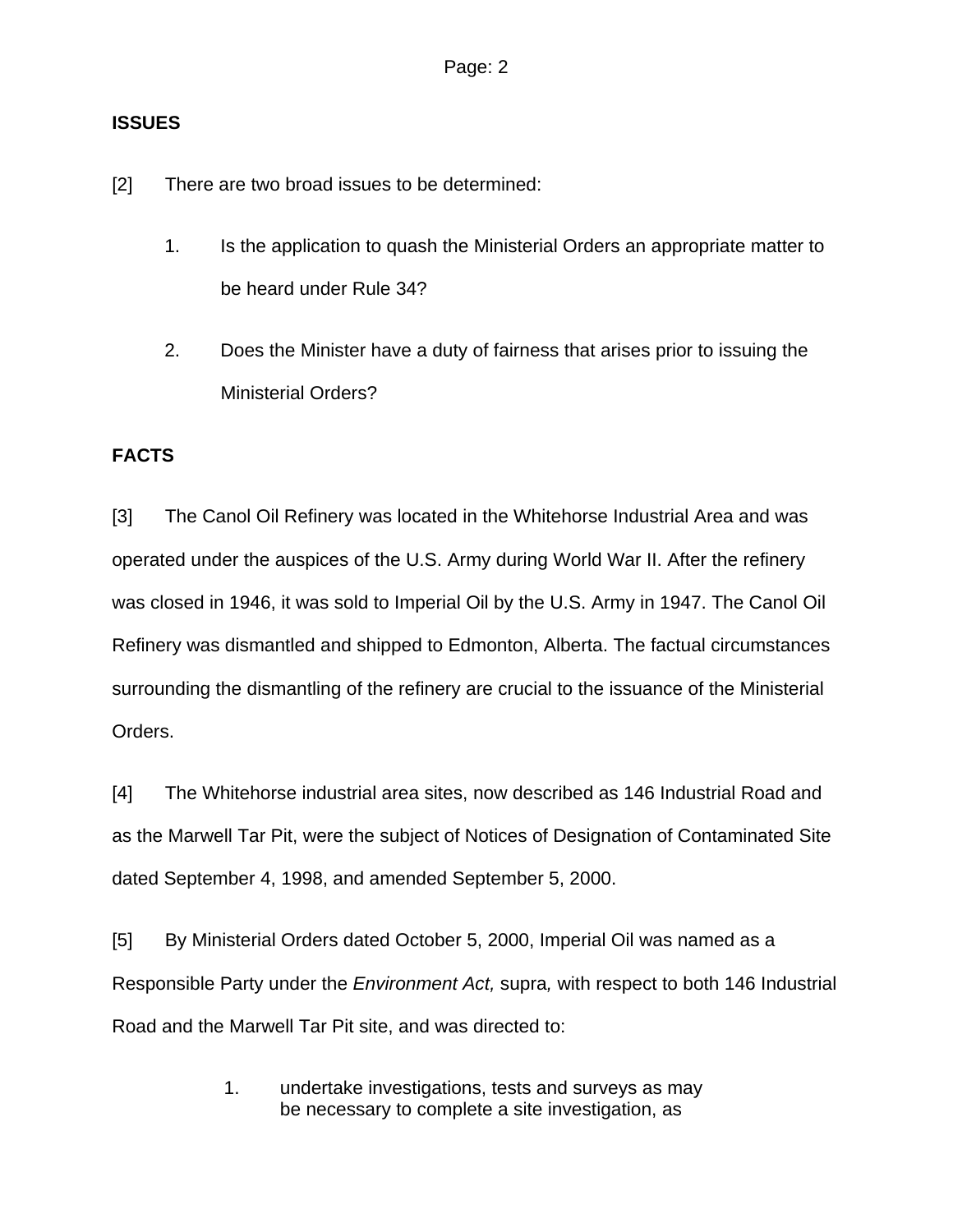## ISSUES

[2] There are two broad issues to be determined:

1. Is the application to quash the Ministerial Orders an appropriate matter to be heard under Rule 34?

2. Does the Minister have a duty of fairness that arises prior to issuing the Ministerial Orders?

## FACTS

[3] The Canol Oil Refinery was located in the Whitehorse Industrial Area and was operated under the auspices of the U.S. Army during World War II. After the refinery was closed in 1946, it was sold to Imperial Oil by the U.S. Army in 1947. The Canol Oil Refinery was dismantled and shipped to Edmonton, Alberta. The factual circumstances surrounding the dismantling of the refinery are crucial to the issuance of the Ministerial Orders.

[4] The Whitehorse industrial area sites, now described as 146 Industrial Road and as the Marwell Tar Pit, were the subject of Notices of Designation of Contaminated Site dated September 4, 1998, and amended September 5, 2000.

[5] By Ministerial Orders dated October 5, 2000, Imperial Oil was named as a Responsible Party under the *Environment Act,* supra*,* with respect to both 146 Industrial Road and the Marwell Tar Pit site, and was directed to:

> 1. undertake investigations, tests and surveys as may be necessary to complete a site investigation, as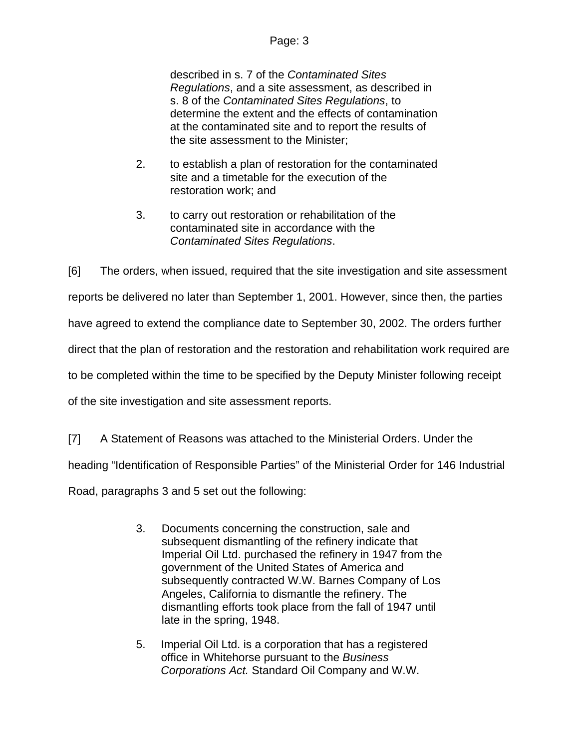described in s. 7 of the *Contaminated Sites Regulations*, and a site assessment, as described in s. 8 of the *Contaminated Sites Regulations*, to determine the extent and the effects of contamination at the contaminated site and to report the results of the site assessment to the Minister;

2. to establish a plan of restoration for the contaminated site and a timetable for the execution of the restoration work; and

3. to carry out restoration or rehabilitation of the contaminated site in accordance with the *Contaminated Sites Regulations*.

[6] The orders, when issued, required that the site investigation and site assessment reports be delivered no later than September 1, 2001. However, since then, the parties have agreed to extend the compliance date to September 30, 2002. The orders further direct that the plan of restoration and the restoration and rehabilitation work required are to be completed within the time to be specified by the Deputy Minister following receipt of the site investigation and site assessment reports.

[7] A Statement of Reasons was attached to the Ministerial Orders. Under the heading "Identification of Responsible Parties" of the Ministerial Order for 146 Industrial Road, paragraphs 3 and 5 set out the following:

> 3. Documents concerning the construction, sale and subsequent dismantling of the refinery indicate that Imperial Oil Ltd. purchased the refinery in 1947 from the government of the United States of America and subsequently contracted W.W. Barnes Company of Los Angeles, California to dismantle the refinery. The dismantling efforts took place from the fall of 1947 until late in the spring, 1948.
>
> 5. Imperial Oil Ltd. is a corporation that has a registered office in Whitehorse pursuant to the *Business Corporations Act.* Standard Oil Company and W.W.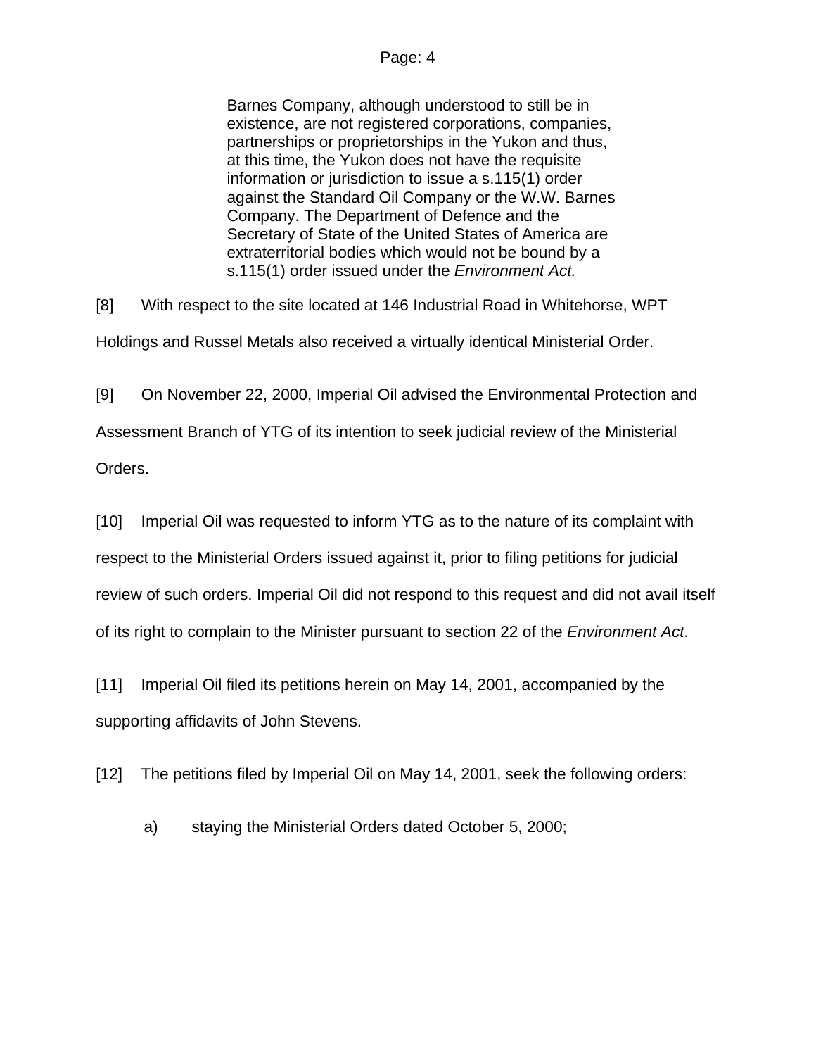> Barnes Company, although understood to still be in existence, are not registered corporations, companies, partnerships or proprietorships in the Yukon and thus, at this time, the Yukon does not have the requisite information or jurisdiction to issue a s.115(1) order against the Standard Oil Company or the W.W. Barnes Company. The Department of Defence and the Secretary of State of the United States of America are extraterritorial bodies which would not be bound by a s.115(1) order issued under the *Environment Act.*

[8] With respect to the site located at 146 Industrial Road in Whitehorse, WPT Holdings and Russel Metals also received a virtually identical Ministerial Order.

[9] On November 22, 2000, Imperial Oil advised the Environmental Protection and Assessment Branch of YTG of its intention to seek judicial review of the Ministerial Orders.

[10] Imperial Oil was requested to inform YTG as to the nature of its complaint with respect to the Ministerial Orders issued against it, prior to filing petitions for judicial review of such orders. Imperial Oil did not respond to this request and did not avail itself of its right to complain to the Minister pursuant to section 22 of the *Environment Act*.

[11] Imperial Oil filed its petitions herein on May 14, 2001, accompanied by the supporting affidavits of John Stevens.

[12] The petitions filed by Imperial Oil on May 14, 2001, seek the following orders:

a) staying the Ministerial Orders dated October 5, 2000;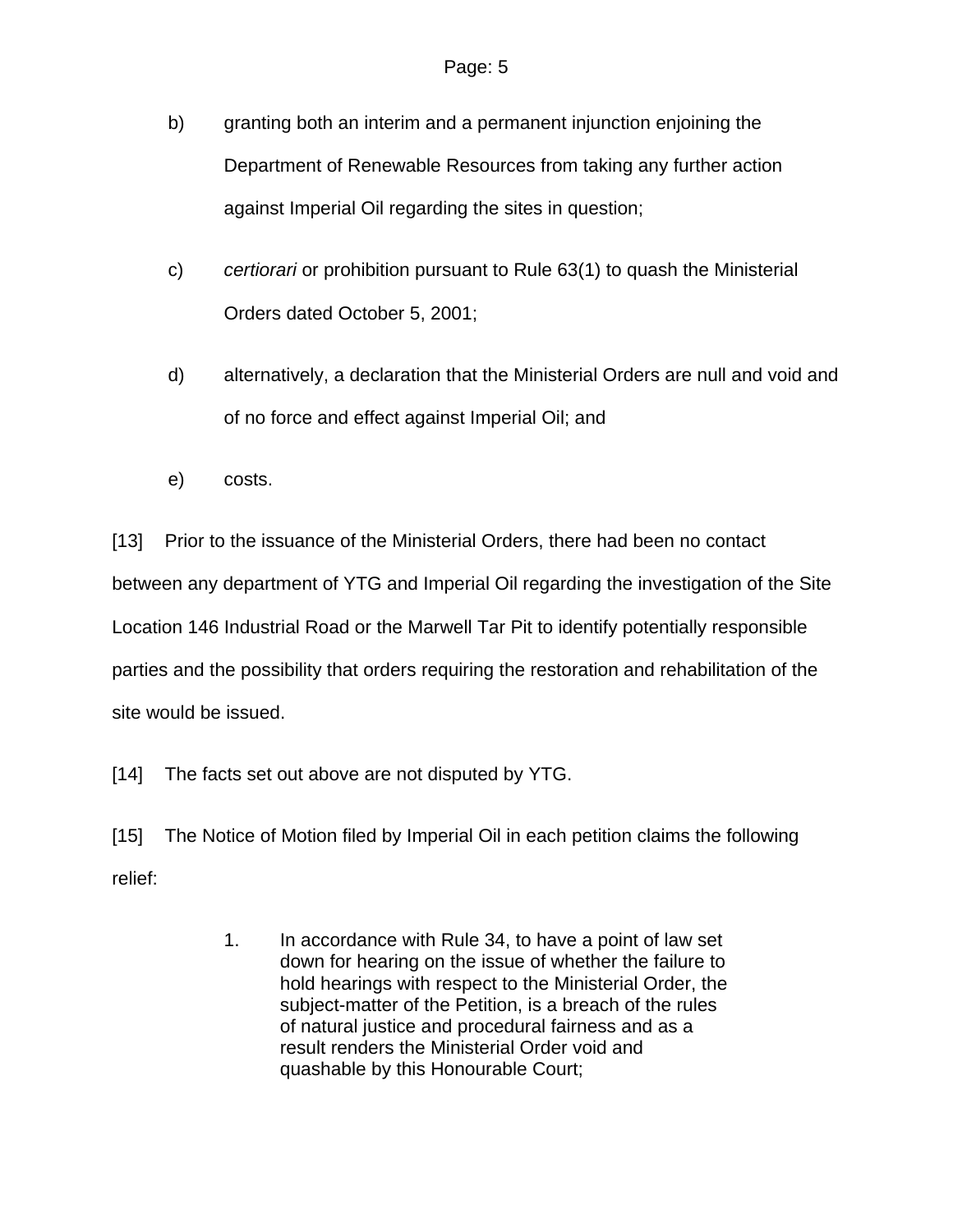b) granting both an interim and a permanent injunction enjoining the Department of Renewable Resources from taking any further action against Imperial Oil regarding the sites in question;

c) *certiorari* or prohibition pursuant to Rule 63(1) to quash the Ministerial Orders dated October 5, 2001;

d) alternatively, a declaration that the Ministerial Orders are null and void and of no force and effect against Imperial Oil; and

e) costs.

[13] Prior to the issuance of the Ministerial Orders, there had been no contact between any department of YTG and Imperial Oil regarding the investigation of the Site Location 146 Industrial Road or the Marwell Tar Pit to identify potentially responsible parties and the possibility that orders requiring the restoration and rehabilitation of the site would be issued.

[14] The facts set out above are not disputed by YTG.

[15] The Notice of Motion filed by Imperial Oil in each petition claims the following relief:

> 1. In accordance with Rule 34, to have a point of law set down for hearing on the issue of whether the failure to hold hearings with respect to the Ministerial Order, the subject-matter of the Petition, is a breach of the rules of natural justice and procedural fairness and as a result renders the Ministerial Order void and quashable by this Honourable Court;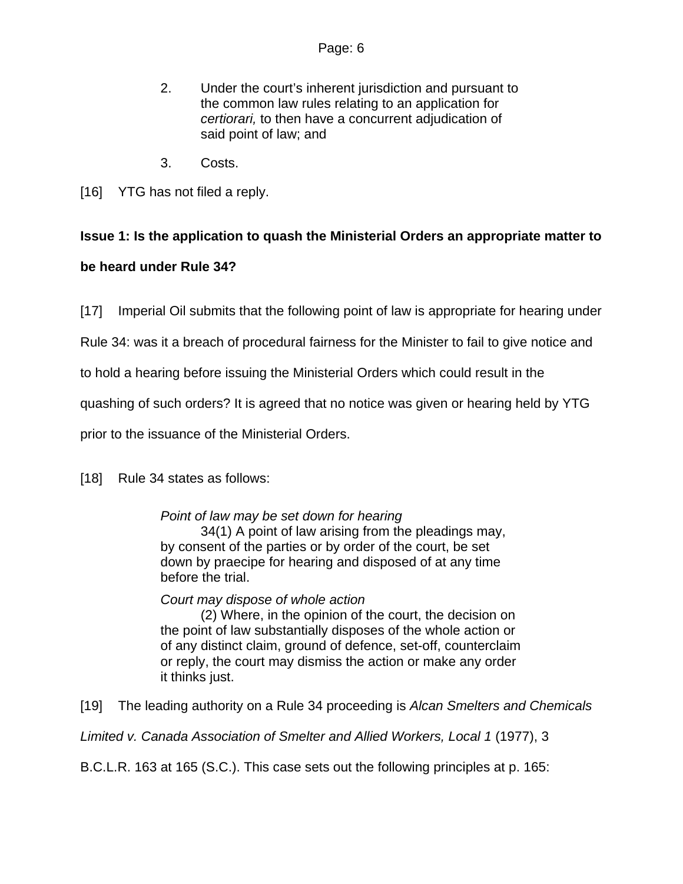> 2. Under the court's inherent jurisdiction and pursuant to the common law rules relating to an application for *certiorari,* to then have a concurrent adjudication of said point of law; and
>
> 3. Costs.

[16] YTG has not filed a reply.

**Issue 1: Is the application to quash the Ministerial Orders an appropriate matter to be heard under Rule 34?**

[17] Imperial Oil submits that the following point of law is appropriate for hearing under Rule 34: was it a breach of procedural fairness for the Minister to fail to give notice and to hold a hearing before issuing the Ministerial Orders which could result in the quashing of such orders? It is agreed that no notice was given or hearing held by YTG prior to the issuance of the Ministerial Orders.

[18] Rule 34 states as follows:

> *Point of law may be set down for hearing*
>
> 34(1) A point of law arising from the pleadings may, by consent of the parties or by order of the court, be set down by praecipe for hearing and disposed of at any time before the trial.
>
> *Court may dispose of whole action*
>
> (2) Where, in the opinion of the court, the decision on the point of law substantially disposes of the whole action or of any distinct claim, ground of defence, set-off, counterclaim or reply, the court may dismiss the action or make any order it thinks just.

[19] The leading authority on a Rule 34 proceeding is *Alcan Smelters and Chemicals Limited v. Canada Association of Smelter and Allied Workers, Local 1* (1977), 3 B.C.L.R. 163 at 165 (S.C.). This case sets out the following principles at p. 165: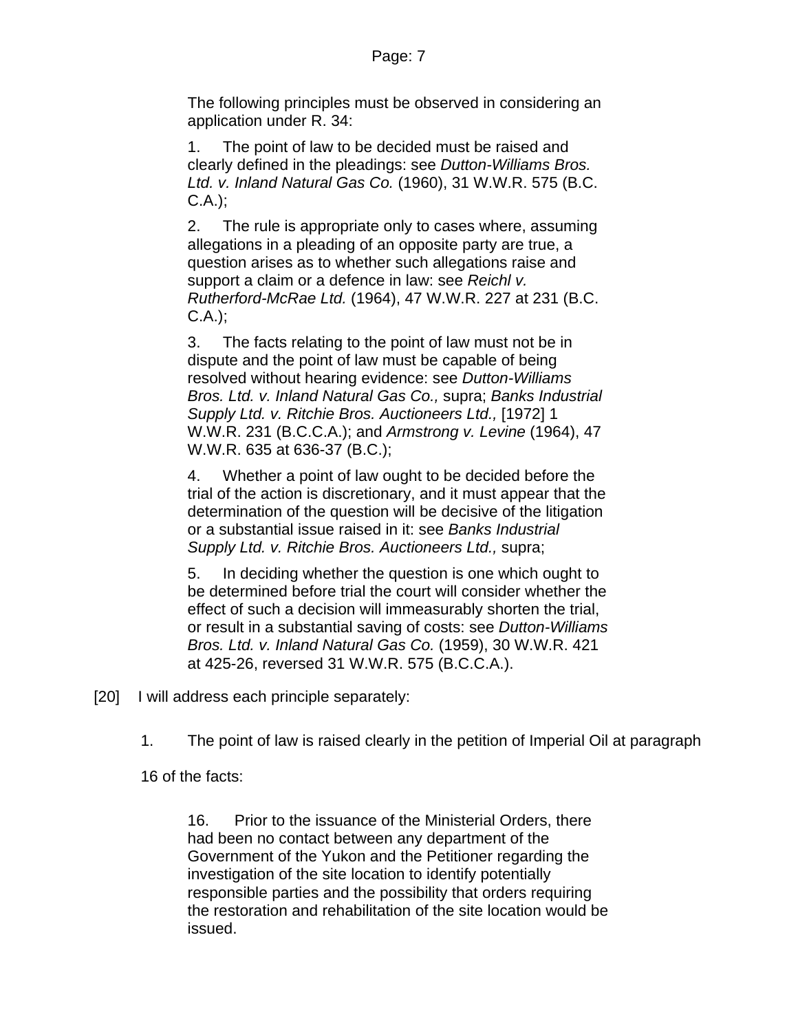> The following principles must be observed in considering an application under R. 34:
>
> 1. The point of law to be decided must be raised and clearly defined in the pleadings: see *Dutton-Williams Bros. Ltd. v. Inland Natural Gas Co.* (1960), 31 W.W.R. 575 (B.C. C.A.);
>
> 2. The rule is appropriate only to cases where, assuming allegations in a pleading of an opposite party are true, a question arises as to whether such allegations raise and support a claim or a defence in law: see *Reichl v. Rutherford-McRae Ltd.* (1964), 47 W.W.R. 227 at 231 (B.C. C.A.);
>
> 3. The facts relating to the point of law must not be in dispute and the point of law must be capable of being resolved without hearing evidence: see *Dutton-Williams Bros. Ltd. v. Inland Natural Gas Co.,* supra; *Banks Industrial Supply Ltd. v. Ritchie Bros. Auctioneers Ltd.,* [1972] 1 W.W.R. 231 (B.C.C.A.); and *Armstrong v. Levine* (1964), 47 W.W.R. 635 at 636-37 (B.C.);
>
> 4. Whether a point of law ought to be decided before the trial of the action is discretionary, and it must appear that the determination of the question will be decisive of the litigation or a substantial issue raised in it: see *Banks Industrial Supply Ltd. v. Ritchie Bros. Auctioneers Ltd.,* supra;
>
> 5. In deciding whether the question is one which ought to be determined before trial the court will consider whether the effect of such a decision will immeasurably shorten the trial, or result in a substantial saving of costs: see *Dutton-Williams Bros. Ltd. v. Inland Natural Gas Co.* (1959), 30 W.W.R. 421 at 425-26, reversed 31 W.W.R. 575 (B.C.C.A.).

[20] I will address each principle separately:

1. The point of law is raised clearly in the petition of Imperial Oil at paragraph 16 of the facts:

> 16. Prior to the issuance of the Ministerial Orders, there had been no contact between any department of the Government of the Yukon and the Petitioner regarding the investigation of the site location to identify potentially responsible parties and the possibility that orders requiring the restoration and rehabilitation of the site location would be issued.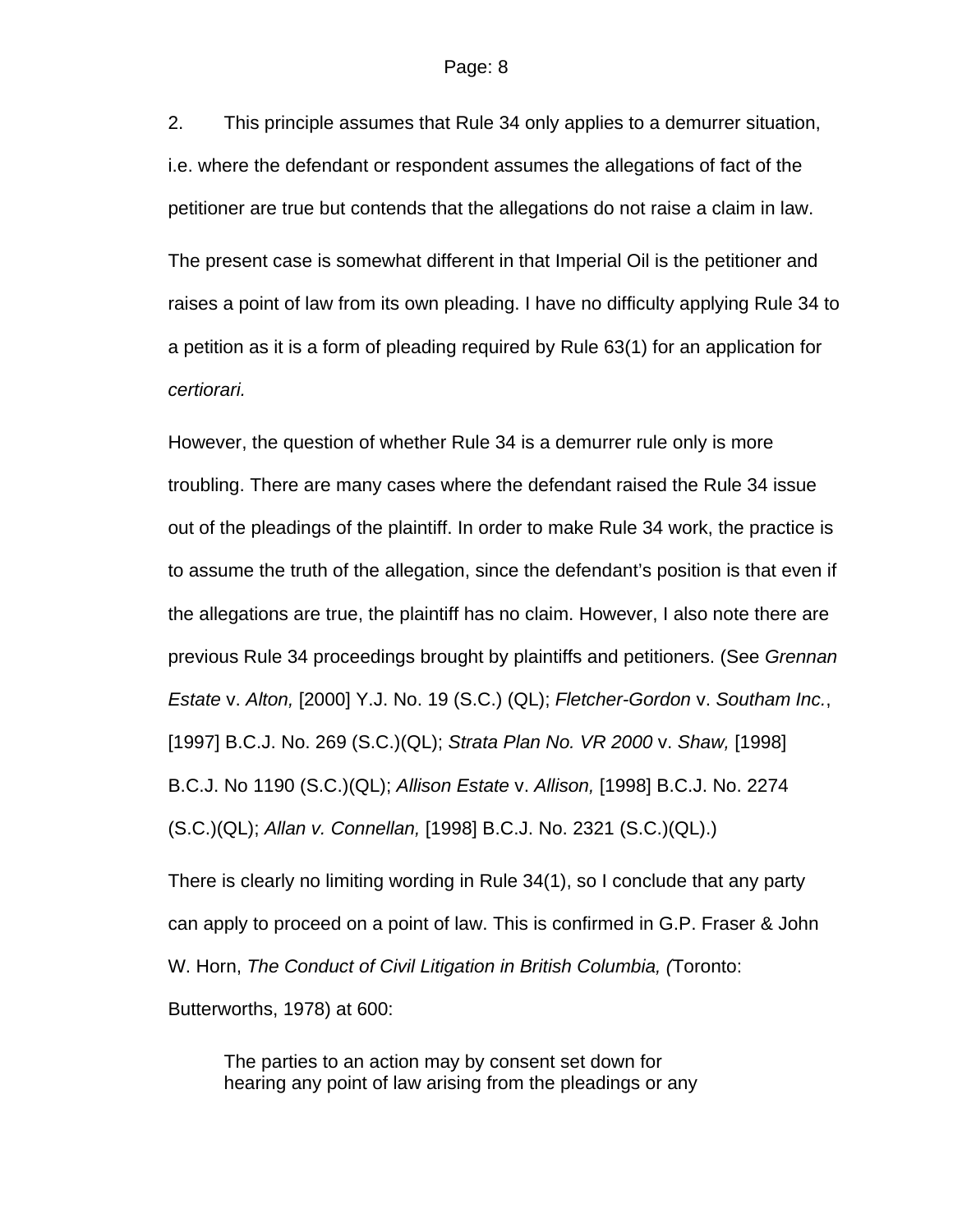2. This principle assumes that Rule 34 only applies to a demurrer situation, i.e. where the defendant or respondent assumes the allegations of fact of the petitioner are true but contends that the allegations do not raise a claim in law.

The present case is somewhat different in that Imperial Oil is the petitioner and raises a point of law from its own pleading. I have no difficulty applying Rule 34 to a petition as it is a form of pleading required by Rule 63(1) for an application for *certiorari.*

However, the question of whether Rule 34 is a demurrer rule only is more troubling. There are many cases where the defendant raised the Rule 34 issue out of the pleadings of the plaintiff. In order to make Rule 34 work, the practice is to assume the truth of the allegation, since the defendant's position is that even if the allegations are true, the plaintiff has no claim. However, I also note there are previous Rule 34 proceedings brought by plaintiffs and petitioners. (See *Grennan Estate* v. *Alton,* [2000] Y.J. No. 19 (S.C.) (QL); *Fletcher-Gordon* v. *Southam Inc.*, [1997] B.C.J. No. 269 (S.C.)(QL); *Strata Plan No. VR 2000* v. *Shaw,* [1998] B.C.J. No 1190 (S.C.)(QL); *Allison Estate* v. *Allison,* [1998] B.C.J. No. 2274 (S.C.)(QL); *Allan v. Connellan,* [1998] B.C.J. No. 2321 (S.C.)(QL).)

There is clearly no limiting wording in Rule 34(1), so I conclude that any party can apply to proceed on a point of law. This is confirmed in G.P. Fraser & John W. Horn, *The Conduct of Civil Litigation in British Columbia, (*Toronto: Butterworths, 1978) at 600:

> The parties to an action may by consent set down for hearing any point of law arising from the pleadings or any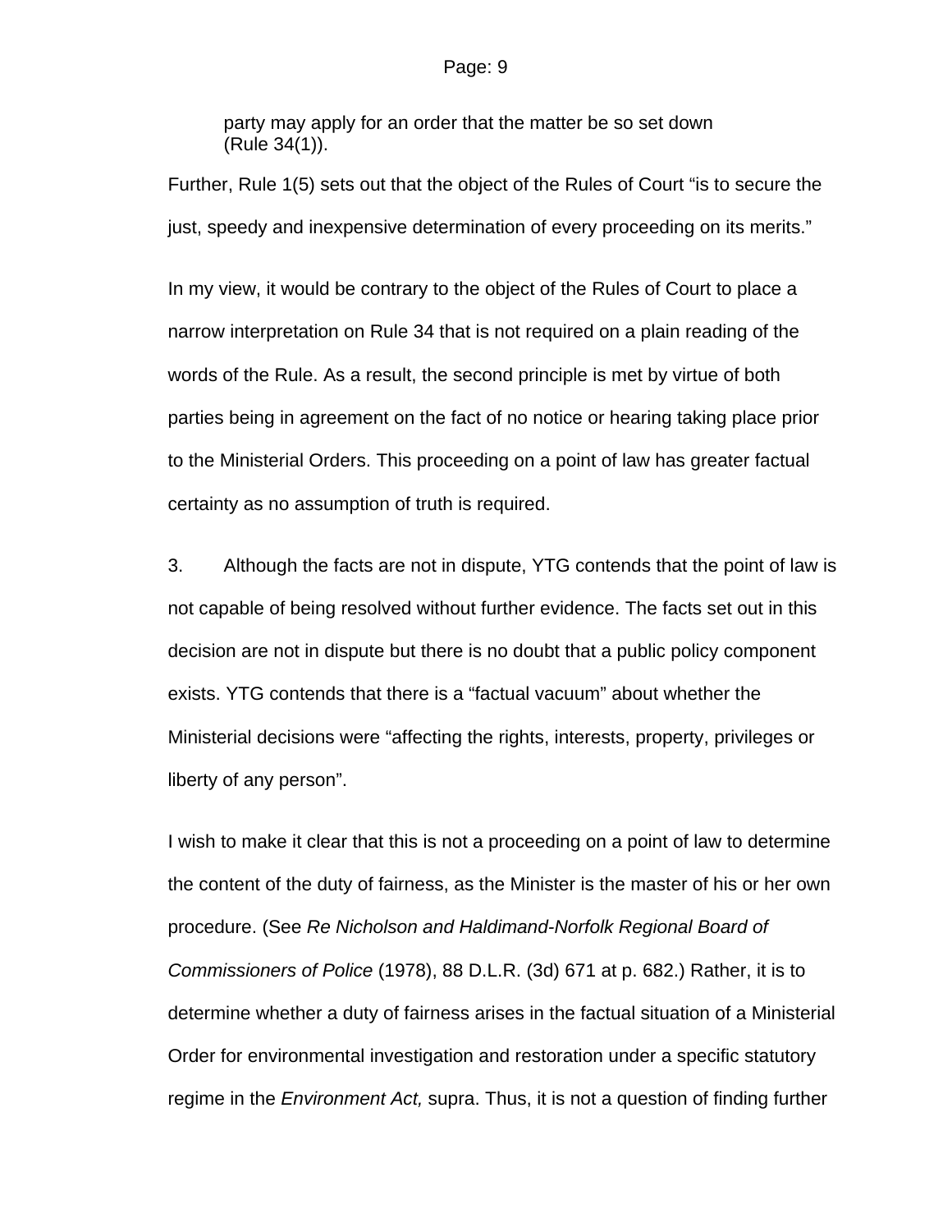> party may apply for an order that the matter be so set down (Rule 34(1)).

Further, Rule 1(5) sets out that the object of the Rules of Court "is to secure the just, speedy and inexpensive determination of every proceeding on its merits."

In my view, it would be contrary to the object of the Rules of Court to place a narrow interpretation on Rule 34 that is not required on a plain reading of the words of the Rule. As a result, the second principle is met by virtue of both parties being in agreement on the fact of no notice or hearing taking place prior to the Ministerial Orders. This proceeding on a point of law has greater factual certainty as no assumption of truth is required.

3. Although the facts are not in dispute, YTG contends that the point of law is not capable of being resolved without further evidence. The facts set out in this decision are not in dispute but there is no doubt that a public policy component exists. YTG contends that there is a "factual vacuum" about whether the Ministerial decisions were "affecting the rights, interests, property, privileges or liberty of any person".

I wish to make it clear that this is not a proceeding on a point of law to determine the content of the duty of fairness, as the Minister is the master of his or her own procedure. (See *Re Nicholson and Haldimand-Norfolk Regional Board of Commissioners of Police* (1978), 88 D.L.R. (3d) 671 at p. 682.) Rather, it is to determine whether a duty of fairness arises in the factual situation of a Ministerial Order for environmental investigation and restoration under a specific statutory regime in the *Environment Act,* supra. Thus, it is not a question of finding further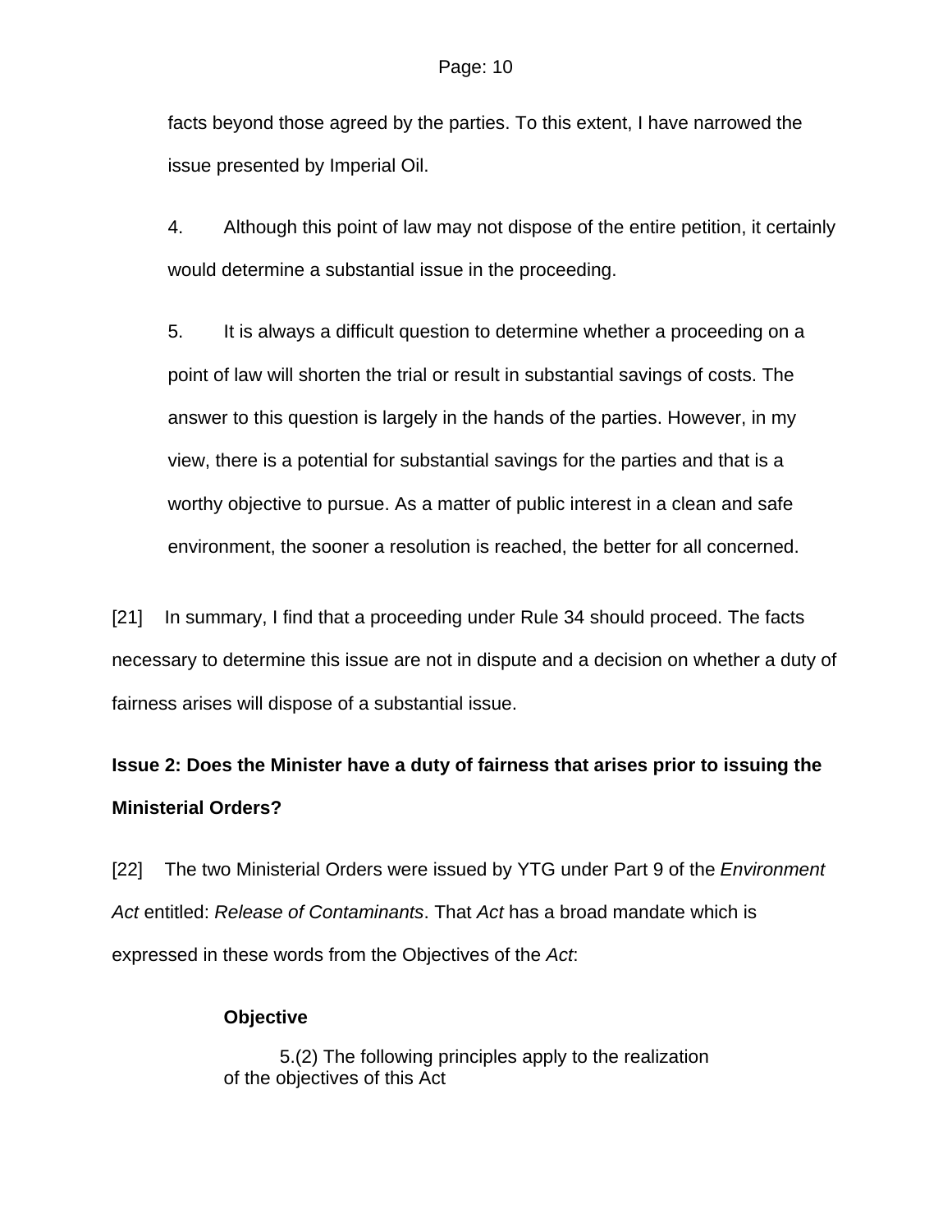facts beyond those agreed by the parties. To this extent, I have narrowed the issue presented by Imperial Oil.

4. Although this point of law may not dispose of the entire petition, it certainly would determine a substantial issue in the proceeding.

5. It is always a difficult question to determine whether a proceeding on a point of law will shorten the trial or result in substantial savings of costs. The answer to this question is largely in the hands of the parties. However, in my view, there is a potential for substantial savings for the parties and that is a worthy objective to pursue. As a matter of public interest in a clean and safe environment, the sooner a resolution is reached, the better for all concerned.

[21] In summary, I find that a proceeding under Rule 34 should proceed. The facts necessary to determine this issue are not in dispute and a decision on whether a duty of fairness arises will dispose of a substantial issue.

**Issue 2: Does the Minister have a duty of fairness that arises prior to issuing the Ministerial Orders?**

[22] The two Ministerial Orders were issued by YTG under Part 9 of the *Environment Act* entitled: *Release of Contaminants*. That *Act* has a broad mandate which is expressed in these words from the Objectives of the *Act*:

> **Objective**
>
> 5.(2) The following principles apply to the realization of the objectives of this Act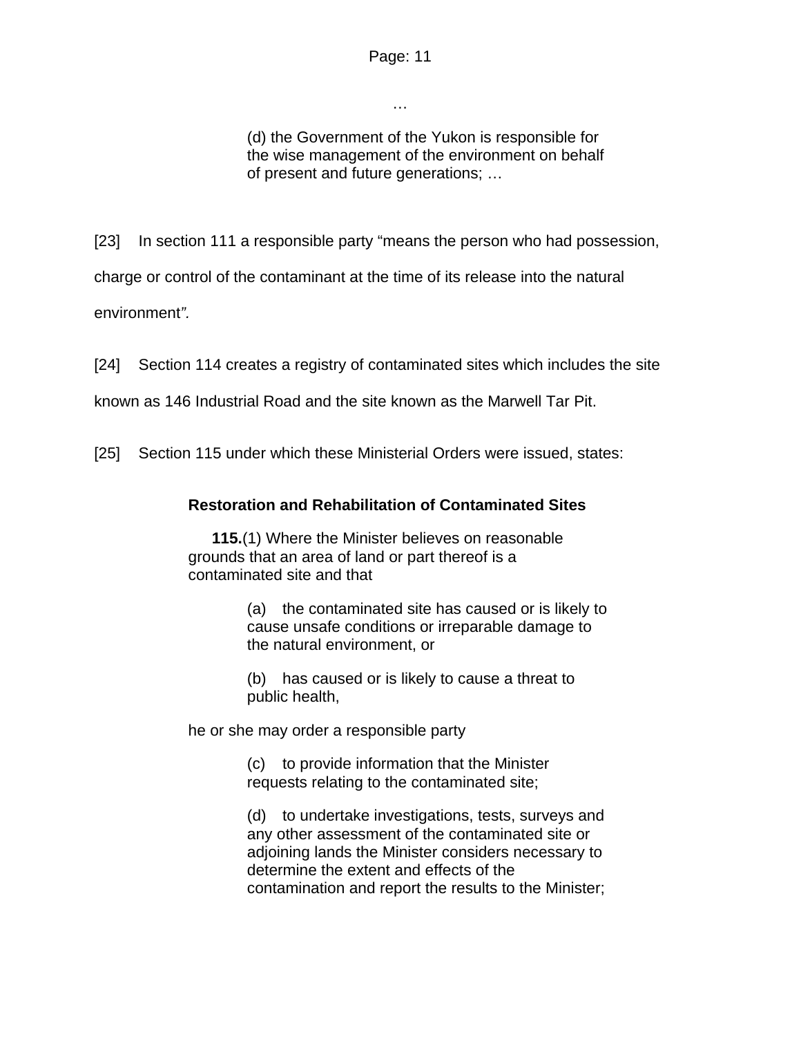…

> (d) the Government of the Yukon is responsible for the wise management of the environment on behalf of present and future generations; …

[23] In section 111 a responsible party "means the person who had possession, charge or control of the contaminant at the time of its release into the natural environment*".*

[24] Section 114 creates a registry of contaminated sites which includes the site known as 146 Industrial Road and the site known as the Marwell Tar Pit.

[25] Section 115 under which these Ministerial Orders were issued, states:

> **Restoration and Rehabilitation of Contaminated Sites**
>
> **115.**(1) Where the Minister believes on reasonable grounds that an area of land or part thereof is a contaminated site and that
>
> > (a) the contaminated site has caused or is likely to cause unsafe conditions or irreparable damage to the natural environment, or
> >
> > (b) has caused or is likely to cause a threat to public health,
>
> he or she may order a responsible party
>
> > (c) to provide information that the Minister requests relating to the contaminated site;
> >
> > (d) to undertake investigations, tests, surveys and any other assessment of the contaminated site or adjoining lands the Minister considers necessary to determine the extent and effects of the contamination and report the results to the Minister;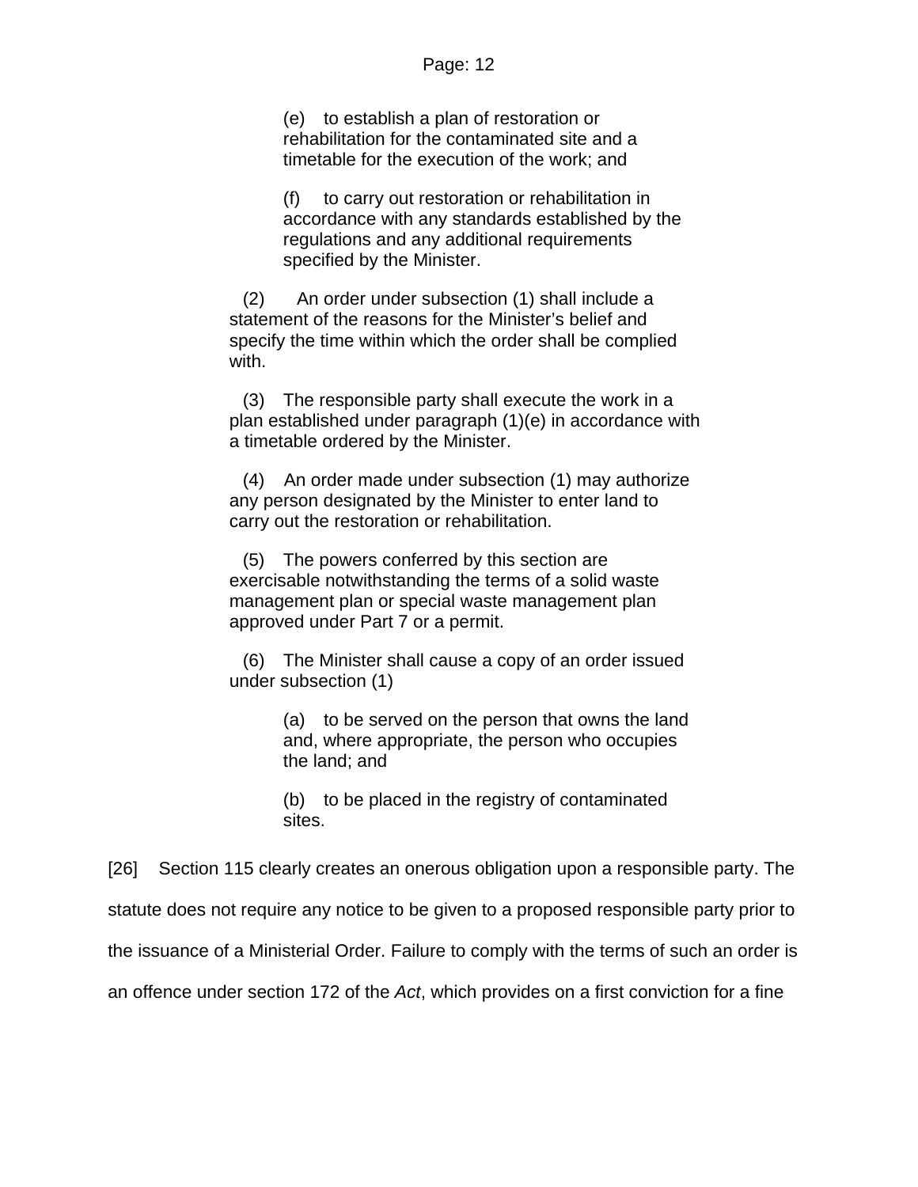(e) to establish a plan of restoration or rehabilitation for the contaminated site and a timetable for the execution of the work; and

(f) to carry out restoration or rehabilitation in accordance with any standards established by the regulations and any additional requirements specified by the Minister.

(2) An order under subsection (1) shall include a statement of the reasons for the Minister's belief and specify the time within which the order shall be complied with.

(3) The responsible party shall execute the work in a plan established under paragraph (1)(e) in accordance with a timetable ordered by the Minister.

(4) An order made under subsection (1) may authorize any person designated by the Minister to enter land to carry out the restoration or rehabilitation.

(5) The powers conferred by this section are exercisable notwithstanding the terms of a solid waste management plan or special waste management plan approved under Part 7 or a permit.

(6) The Minister shall cause a copy of an order issued under subsection (1)

(a) to be served on the person that owns the land and, where appropriate, the person who occupies the land; and

(b) to be placed in the registry of contaminated sites.

[26] Section 115 clearly creates an onerous obligation upon a responsible party. The statute does not require any notice to be given to a proposed responsible party prior to the issuance of a Ministerial Order. Failure to comply with the terms of such an order is an offence under section 172 of the *Act*, which provides on a first conviction for a fine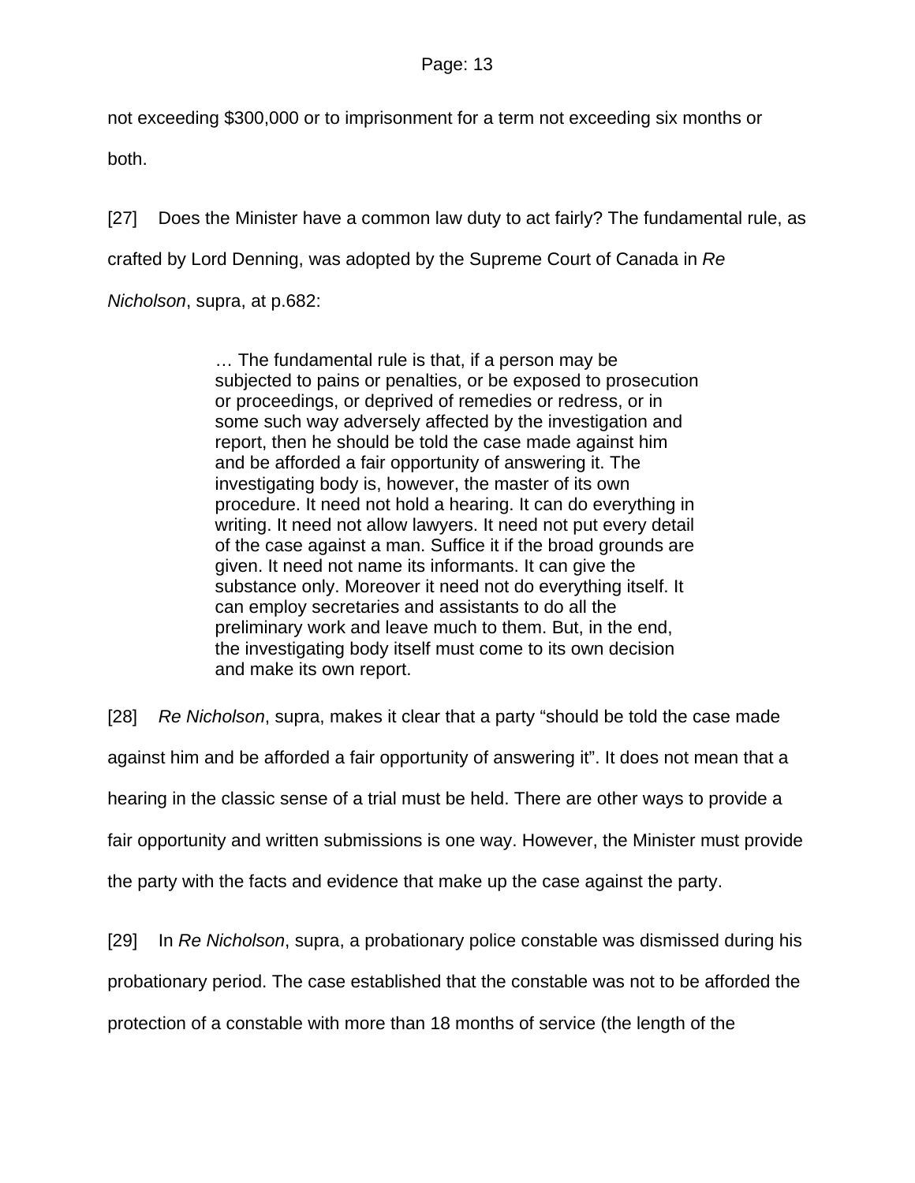not exceeding $300,000 or to imprisonment for a term not exceeding six months or both.

[27] Does the Minister have a common law duty to act fairly? The fundamental rule, as crafted by Lord Denning, was adopted by the Supreme Court of Canada in *Re Nicholson*, supra, at p.682:

> … The fundamental rule is that, if a person may be subjected to pains or penalties, or be exposed to prosecution or proceedings, or deprived of remedies or redress, or in some such way adversely affected by the investigation and report, then he should be told the case made against him and be afforded a fair opportunity of answering it. The investigating body is, however, the master of its own procedure. It need not hold a hearing. It can do everything in writing. It need not allow lawyers. It need not put every detail of the case against a man. Suffice it if the broad grounds are given. It need not name its informants. It can give the substance only. Moreover it need not do everything itself. It can employ secretaries and assistants to do all the preliminary work and leave much to them. But, in the end, the investigating body itself must come to its own decision and make its own report.

[28] *Re Nicholson*, supra, makes it clear that a party "should be told the case made against him and be afforded a fair opportunity of answering it". It does not mean that a hearing in the classic sense of a trial must be held. There are other ways to provide a fair opportunity and written submissions is one way. However, the Minister must provide the party with the facts and evidence that make up the case against the party.

[29] In *Re Nicholson*, supra, a probationary police constable was dismissed during his probationary period. The case established that the constable was not to be afforded the protection of a constable with more than 18 months of service (the length of the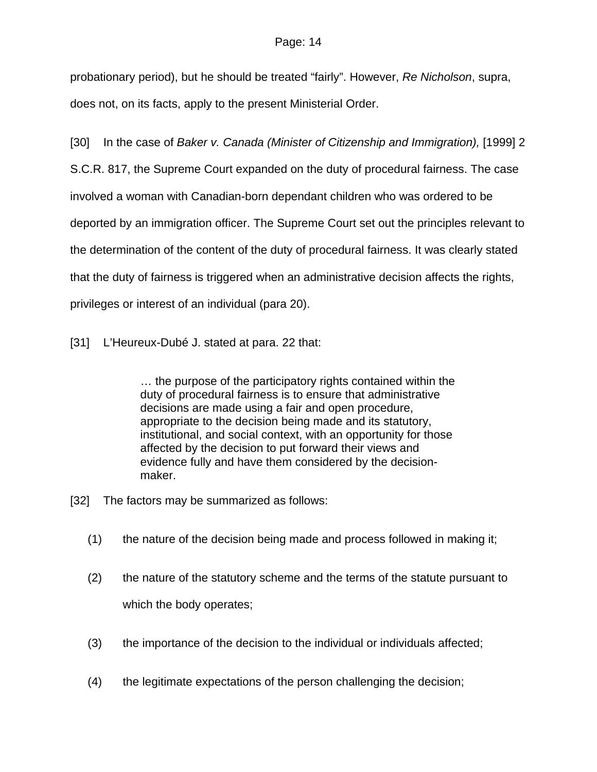probationary period), but he should be treated “fairly”. However, *Re Nicholson*, supra, does not, on its facts, apply to the present Ministerial Order.

[30] In the case of *Baker v. Canada (Minister of Citizenship and Immigration),* [1999] 2 S.C.R. 817, the Supreme Court expanded on the duty of procedural fairness. The case involved a woman with Canadian-born dependant children who was ordered to be deported by an immigration officer. The Supreme Court set out the principles relevant to the determination of the content of the duty of procedural fairness. It was clearly stated that the duty of fairness is triggered when an administrative decision affects the rights, privileges or interest of an individual (para 20).

[31] L’Heureux-Dubé J. stated at para. 22 that:

> … the purpose of the participatory rights contained within the duty of procedural fairness is to ensure that administrative decisions are made using a fair and open procedure, appropriate to the decision being made and its statutory, institutional, and social context, with an opportunity for those affected by the decision to put forward their views and evidence fully and have them considered by the decision-maker.

[32] The factors may be summarized as follows:

(1) the nature of the decision being made and process followed in making it;

(2) the nature of the statutory scheme and the terms of the statute pursuant to which the body operates;

(3) the importance of the decision to the individual or individuals affected;

(4) the legitimate expectations of the person challenging the decision;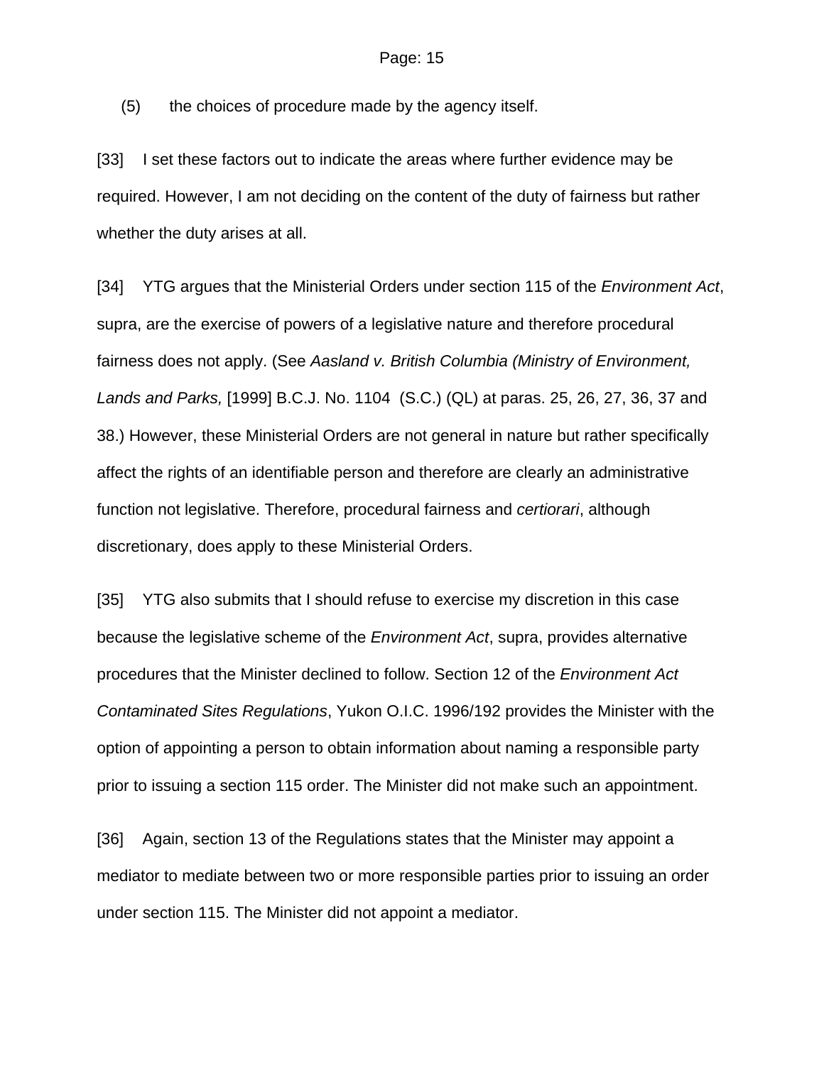(5) the choices of procedure made by the agency itself.

[33] I set these factors out to indicate the areas where further evidence may be required. However, I am not deciding on the content of the duty of fairness but rather whether the duty arises at all.

[34] YTG argues that the Ministerial Orders under section 115 of the *Environment Act*, supra, are the exercise of powers of a legislative nature and therefore procedural fairness does not apply. (See *Aasland v. British Columbia (Ministry of Environment, Lands and Parks,* [1999] B.C.J. No. 1104 (S.C.) (QL) at paras. 25, 26, 27, 36, 37 and 38.) However, these Ministerial Orders are not general in nature but rather specifically affect the rights of an identifiable person and therefore are clearly an administrative function not legislative. Therefore, procedural fairness and *certiorari*, although discretionary, does apply to these Ministerial Orders.

[35] YTG also submits that I should refuse to exercise my discretion in this case because the legislative scheme of the *Environment Act*, supra, provides alternative procedures that the Minister declined to follow. Section 12 of the *Environment Act Contaminated Sites Regulations*, Yukon O.I.C. 1996/192 provides the Minister with the option of appointing a person to obtain information about naming a responsible party prior to issuing a section 115 order. The Minister did not make such an appointment.

[36] Again, section 13 of the Regulations states that the Minister may appoint a mediator to mediate between two or more responsible parties prior to issuing an order under section 115. The Minister did not appoint a mediator.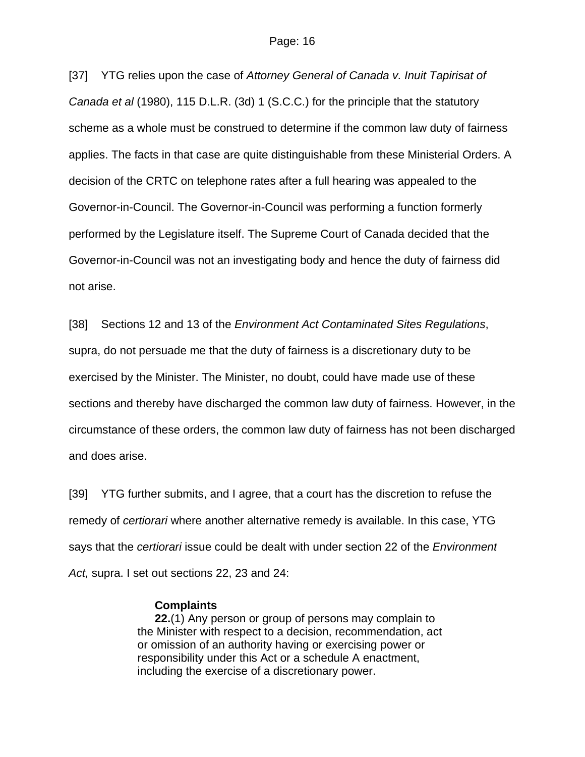[37] YTG relies upon the case of *Attorney General of Canada v. Inuit Tapirisat of Canada et al* (1980), 115 D.L.R. (3d) 1 (S.C.C.) for the principle that the statutory scheme as a whole must be construed to determine if the common law duty of fairness applies. The facts in that case are quite distinguishable from these Ministerial Orders. A decision of the CRTC on telephone rates after a full hearing was appealed to the Governor-in-Council. The Governor-in-Council was performing a function formerly performed by the Legislature itself. The Supreme Court of Canada decided that the Governor-in-Council was not an investigating body and hence the duty of fairness did not arise.

[38] Sections 12 and 13 of the *Environment Act Contaminated Sites Regulations*, supra, do not persuade me that the duty of fairness is a discretionary duty to be exercised by the Minister. The Minister, no doubt, could have made use of these sections and thereby have discharged the common law duty of fairness. However, in the circumstance of these orders, the common law duty of fairness has not been discharged and does arise.

[39] YTG further submits, and I agree, that a court has the discretion to refuse the remedy of *certiorari* where another alternative remedy is available. In this case, YTG says that the *certiorari* issue could be dealt with under section 22 of the *Environment Act,* supra. I set out sections 22, 23 and 24:

> **Complaints**
> **22.**(1) Any person or group of persons may complain to the Minister with respect to a decision, recommendation, act or omission of an authority having or exercising power or responsibility under this Act or a schedule A enactment, including the exercise of a discretionary power.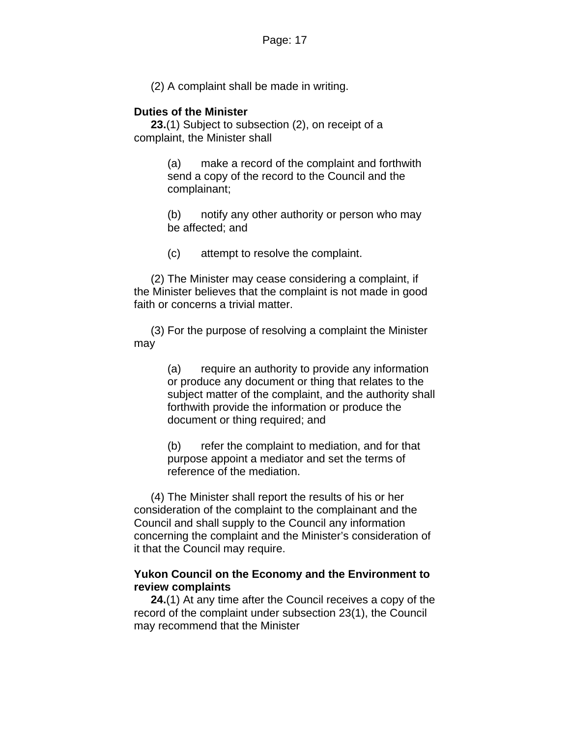(2) A complaint shall be made in writing.

**Duties of the Minister**

**23.**(1) Subject to subsection (2), on receipt of a complaint, the Minister shall

(a) make a record of the complaint and forthwith send a copy of the record to the Council and the complainant;

(b) notify any other authority or person who may be affected; and

(c) attempt to resolve the complaint.

(2) The Minister may cease considering a complaint, if the Minister believes that the complaint is not made in good faith or concerns a trivial matter.

(3) For the purpose of resolving a complaint the Minister may

(a) require an authority to provide any information or produce any document or thing that relates to the subject matter of the complaint, and the authority shall forthwith provide the information or produce the document or thing required; and

(b) refer the complaint to mediation, and for that purpose appoint a mediator and set the terms of reference of the mediation.

(4) The Minister shall report the results of his or her consideration of the complaint to the complainant and the Council and shall supply to the Council any information concerning the complaint and the Minister's consideration of it that the Council may require.

**Yukon Council on the Economy and the Environment to review complaints**

**24.**(1) At any time after the Council receives a copy of the record of the complaint under subsection 23(1), the Council may recommend that the Minister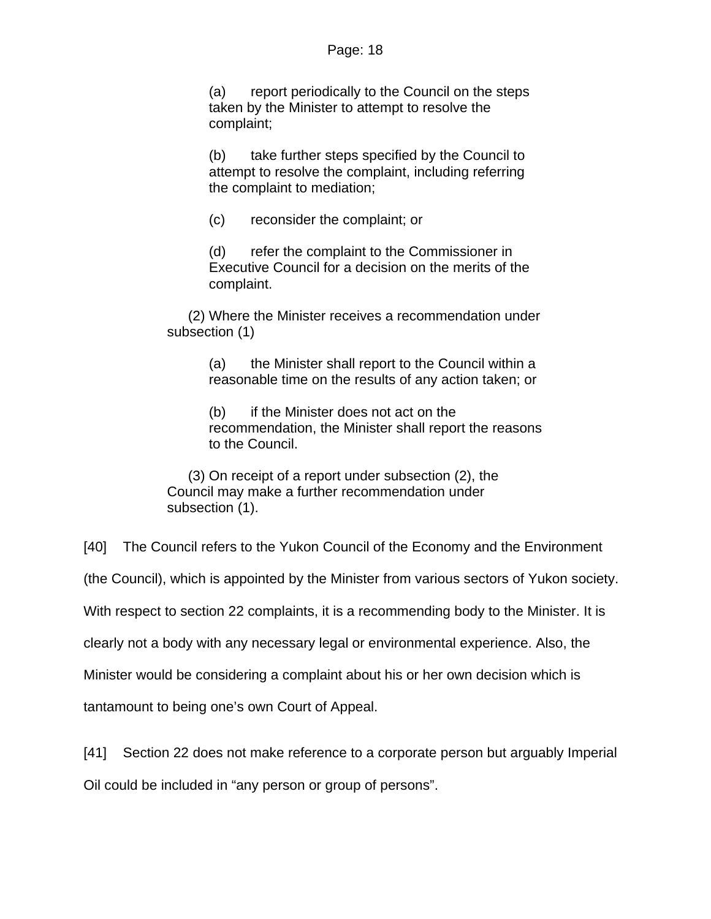(a) report periodically to the Council on the steps taken by the Minister to attempt to resolve the complaint;

(b) take further steps specified by the Council to attempt to resolve the complaint, including referring the complaint to mediation;

(c) reconsider the complaint; or

(d) refer the complaint to the Commissioner in Executive Council for a decision on the merits of the complaint.

(2) Where the Minister receives a recommendation under subsection (1)

(a) the Minister shall report to the Council within a reasonable time on the results of any action taken; or

(b) if the Minister does not act on the recommendation, the Minister shall report the reasons to the Council.

(3) On receipt of a report under subsection (2), the Council may make a further recommendation under subsection (1).

[40] The Council refers to the Yukon Council of the Economy and the Environment (the Council), which is appointed by the Minister from various sectors of Yukon society. With respect to section 22 complaints, it is a recommending body to the Minister. It is clearly not a body with any necessary legal or environmental experience. Also, the Minister would be considering a complaint about his or her own decision which is tantamount to being one's own Court of Appeal.

[41] Section 22 does not make reference to a corporate person but arguably Imperial Oil could be included in "any person or group of persons".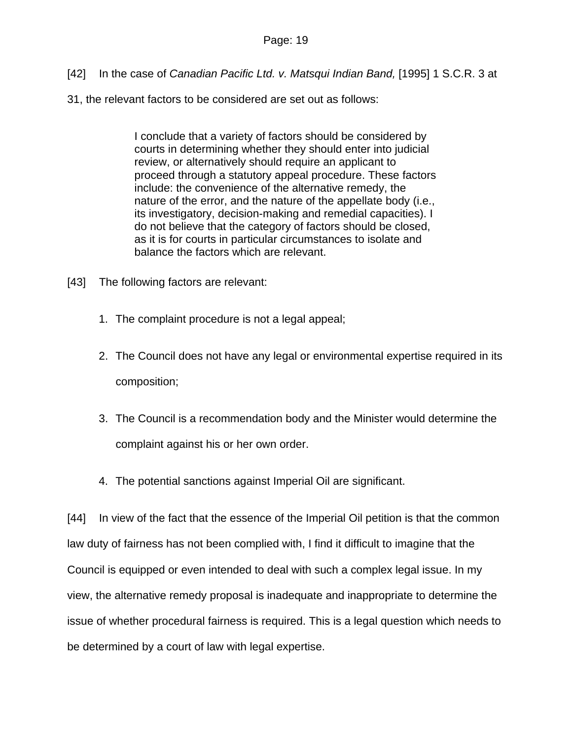[42] In the case of *Canadian Pacific Ltd. v. Matsqui Indian Band,* [1995] 1 S.C.R. 3 at 31, the relevant factors to be considered are set out as follows:

> I conclude that a variety of factors should be considered by courts in determining whether they should enter into judicial review, or alternatively should require an applicant to proceed through a statutory appeal procedure. These factors include: the convenience of the alternative remedy, the nature of the error, and the nature of the appellate body (i.e., its investigatory, decision-making and remedial capacities). I do not believe that the category of factors should be closed, as it is for courts in particular circumstances to isolate and balance the factors which are relevant.

[43] The following factors are relevant:

1. The complaint procedure is not a legal appeal;
2. The Council does not have any legal or environmental expertise required in its composition;
3. The Council is a recommendation body and the Minister would determine the complaint against his or her own order.
4. The potential sanctions against Imperial Oil are significant.

[44] In view of the fact that the essence of the Imperial Oil petition is that the common law duty of fairness has not been complied with, I find it difficult to imagine that the Council is equipped or even intended to deal with such a complex legal issue. In my view, the alternative remedy proposal is inadequate and inappropriate to determine the issue of whether procedural fairness is required. This is a legal question which needs to be determined by a court of law with legal expertise.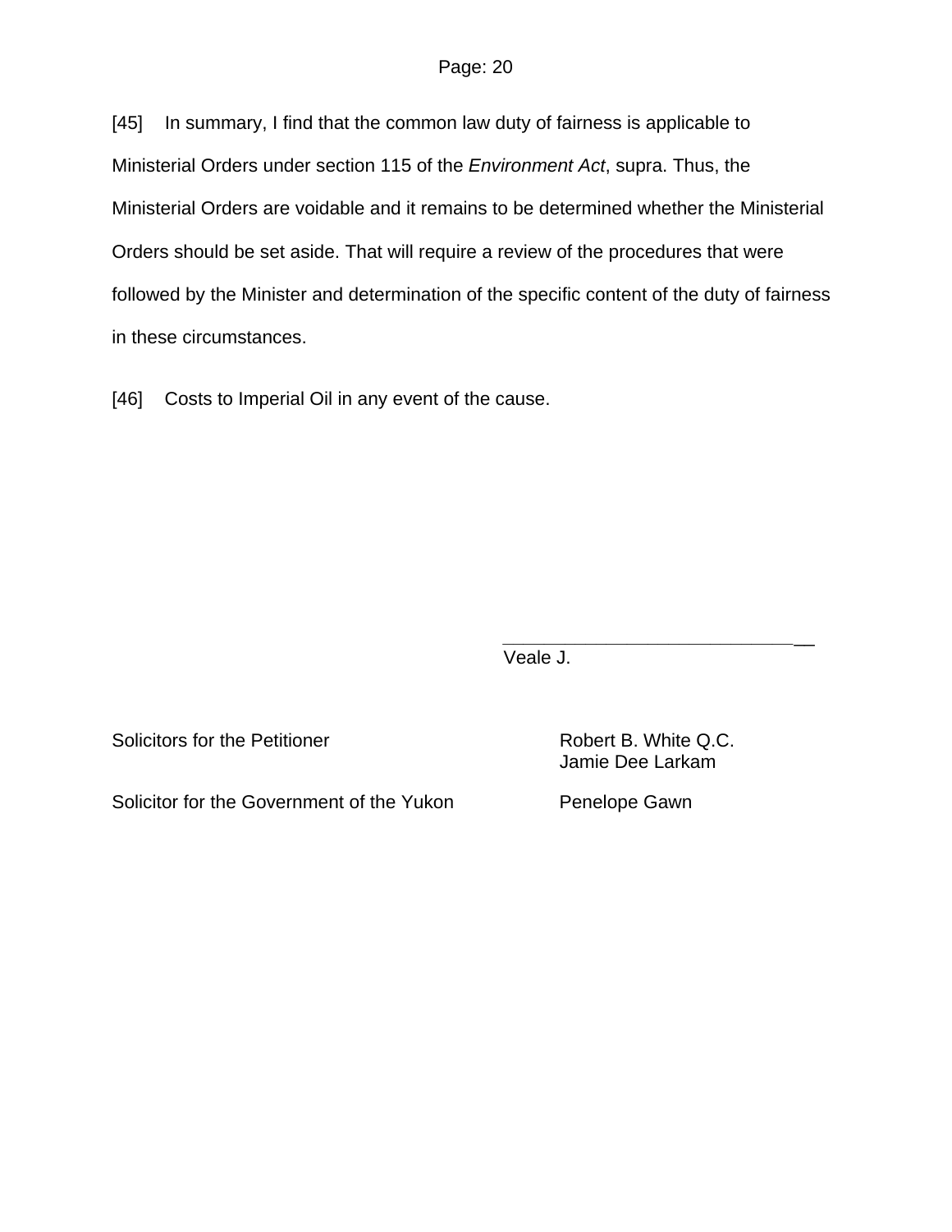[45] In summary, I find that the common law duty of fairness is applicable to Ministerial Orders under section 115 of the *Environment Act*, supra. Thus, the Ministerial Orders are voidable and it remains to be determined whether the Ministerial Orders should be set aside. That will require a review of the procedures that were followed by the Minister and determination of the specific content of the duty of fairness in these circumstances.

[46] Costs to Imperial Oil in any event of the cause.

\_\_\_\_\_\_\_\_\_\_\_\_\_\_\_\_\_\_\_\_\_\_\_\_\_\_\_\_\_\_

Veale J.

| | |
|---|---|
| Solicitors for the Petitioner | Robert B. White Q.C.<br>Jamie Dee Larkam |
| Solicitor for the Government of the Yukon | Penelope Gawn |